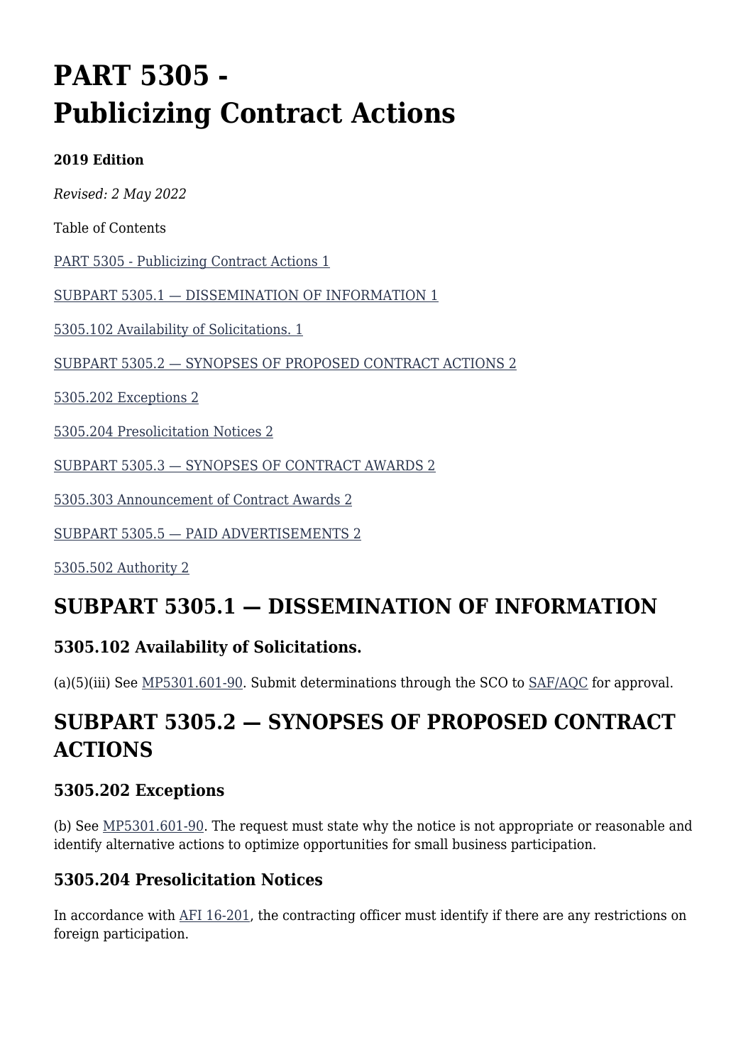# PART 5305 - Publicizing Contract Actions

**2019 Edition**

*Revised: 2 May 2022*

Table of Contents

[PART 5305 - Publicizing Contract Actions 1]

[SUBPART 5305.1 — DISSEMINATION OF INFORMATION 1]

[5305.102 Availability of Solicitations. 1]

[SUBPART 5305.2 — SYNOPSES OF PROPOSED CONTRACT ACTIONS 2]

[5305.202 Exceptions 2]

[5305.204 Presolicitation Notices 2]

[SUBPART 5305.3 — SYNOPSES OF CONTRACT AWARDS 2]

[5305.303 Announcement of Contract Awards 2]

[SUBPART 5305.5 — PAID ADVERTISEMENTS 2]

[5305.502 Authority 2]

## SUBPART 5305.1 — DISSEMINATION OF INFORMATION

### 5305.102 Availability of Solicitations.

(a)(5)(iii) See MP5301.601-90. Submit determinations through the SCO to SAF/AQC for approval.

## SUBPART 5305.2 — SYNOPSES OF PROPOSED CONTRACT ACTIONS

### 5305.202 Exceptions

(b) See MP5301.601-90. The request must state why the notice is not appropriate or reasonable and identify alternative actions to optimize opportunities for small business participation.

### 5305.204 Presolicitation Notices

In accordance with AFI 16-201, the contracting officer must identify if there are any restrictions on foreign participation.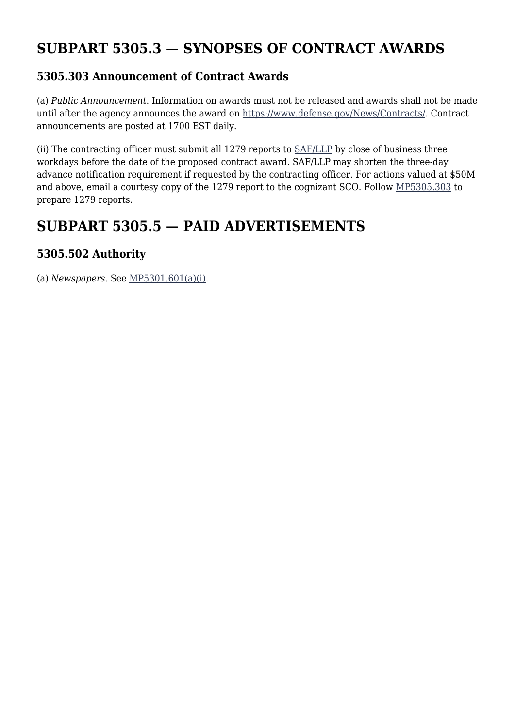# SUBPART 5305.3 — SYNOPSES OF CONTRACT AWARDS

## 5305.303 Announcement of Contract Awards

(a) *Public Announcement*. Information on awards must not be released and awards shall not be made until after the agency announces the award on [https://www.defense.gov/News/Contracts/](https://www.defense.gov/News/Contracts/). Contract announcements are posted at 1700 EST daily.

(ii) The contracting officer must submit all 1279 reports to SAF/LLP by close of business three workdays before the date of the proposed contract award. SAF/LLP may shorten the three-day advance notification requirement if requested by the contracting officer. For actions valued at $50M and above, email a courtesy copy of the 1279 report to the cognizant SCO. Follow MP5305.303 to prepare 1279 reports.

# SUBPART 5305.5 — PAID ADVERTISEMENTS

## 5305.502 Authority

(a) *Newspapers*. See MP5301.601(a)(i).